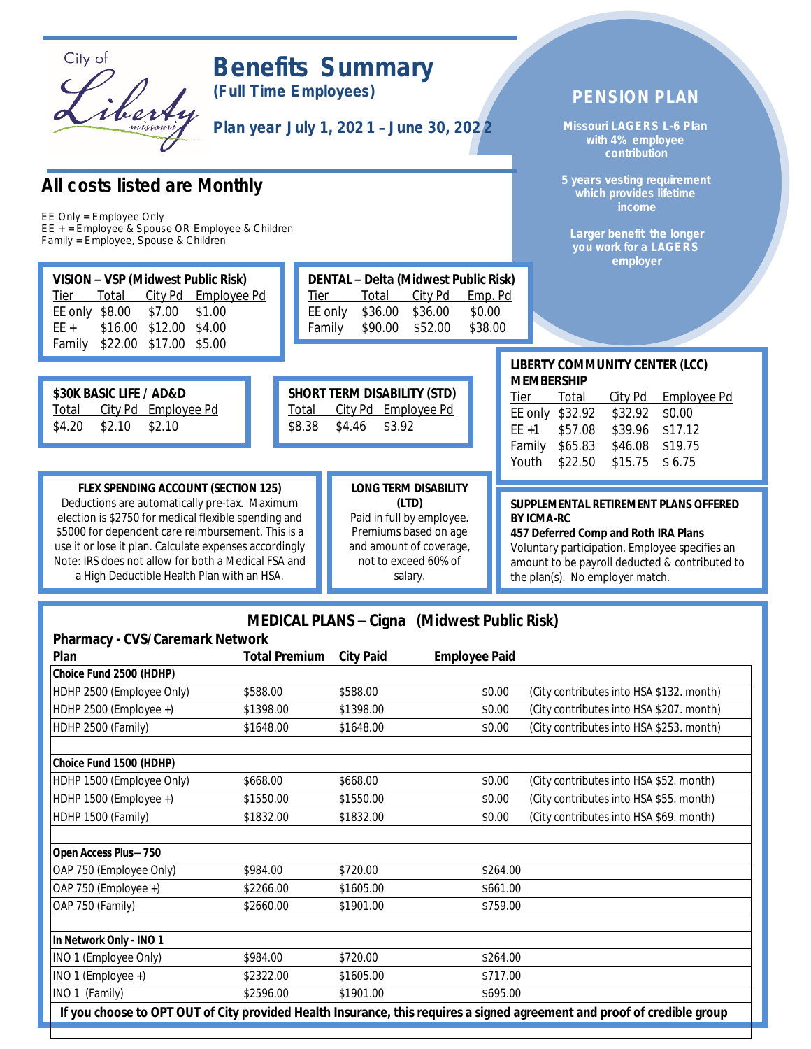City of Liberty missouri

# Benefits Summary

**(Full Time Employees)**

**Plan year July 1, 2021 – June 30, 2022**

## PENSION PLAN

**Missouri LAGERS L-6 Plan with 4% employee contribution**

**5 years vesting requirement which provides lifetime income**

**Larger benefit the longer you work for a LAGERS employer**

## All costs listed are Monthly

EE Only = Employee Only
EE + = Employee & Spouse OR Employee & Children
Family = Employee, Spouse & Children

### VISION – VSP (Midwest Public Risk)

| Tier | Total | City Pd | Employee Pd |
|---|---|---|---|
| EE only | $8.00 | $7.00 | $1.00 |
| EE + | $16.00 | $12.00 | $4.00 |
| Family | $22.00 | $17.00 | $5.00 |

### DENTAL – Delta (Midwest Public Risk)

| Tier | Total | City Pd | Emp. Pd |
|---|---|---|---|
| EE only | $36.00 | $36.00 | $0.00 |
| Family | $90.00 | $52.00 | $38.00 |

### $30K BASIC LIFE / AD&D

| Total | City Pd | Employee Pd |
|---|---|---|
| $4.20 | $2.10 | $2.10 |

### SHORT TERM DISABILITY (STD)

| Total | City Pd | Employee Pd |
|---|---|---|
| $8.38 | $4.46 | $3.92 |

### LIBERTY COMMUNITY CENTER (LCC) MEMBERSHIP

| Tier | Total | City Pd | Employee Pd |
|---|---|---|---|
| EE only | $32.92 | $32.92 | $0.00 |
| EE +1 | $57.08 | $39.96 | $17.12 |
| Family | $65.83 | $46.08 | $19.75 |
| Youth | $22.50 | $15.75 | $ 6.75 |

### FLEX SPENDING ACCOUNT (SECTION 125)

Deductions are automatically pre-tax. Maximum election is $2750 for medical flexible spending and $5000 for dependent care reimbursement. This is a use it or lose it plan. Calculate expenses accordingly Note: IRS does not allow for both a Medical FSA and a High Deductible Health Plan with an HSA.

### LONG TERM DISABILITY (LTD)

Paid in full by employee. Premiums based on age and amount of coverage, not to exceed 60% of salary.

### SUPPLEMENTAL RETIREMENT PLANS OFFERED BY ICMA-RC

**457 Deferred Comp and Roth IRA Plans**

Voluntary participation. Employee specifies an amount to be payroll deducted & contributed to the plan(s). No employer match.

### MEDICAL PLANS – Cigna (Midwest Public Risk)

**Pharmacy - CVS/Caremark Network**

| Plan | Total Premium | City Paid | Employee Paid | |
|---|---|---|---|---|
| **Choice Fund 2500 (HDHP)** | | | | |
| HDHP 2500 (Employee Only) | $588.00 | $588.00 | $0.00 | (City contributes into HSA $132. month) |
| HDHP 2500 (Employee +) | $1398.00 | $1398.00 | $0.00 | (City contributes into HSA $207. month) |
| HDHP 2500 (Family) | $1648.00 | $1648.00 | $0.00 | (City contributes into HSA $253. month) |
| **Choice Fund 1500 (HDHP)** | | | | |
| HDHP 1500 (Employee Only) | $668.00 | $668.00 | $0.00 | (City contributes into HSA $52. month) |
| HDHP 1500 (Employee +) | $1550.00 | $1550.00 | $0.00 | (City contributes into HSA $55. month) |
| HDHP 1500 (Family) | $1832.00 | $1832.00 | $0.00 | (City contributes into HSA $69. month) |
| **Open Access Plus – 750** | | | | |
| OAP 750 (Employee Only) | $984.00 | $720.00 | $264.00 | |
| OAP 750 (Employee +) | $2266.00 | $1605.00 | $661.00 | |
| OAP 750 (Family) | $2660.00 | $1901.00 | $759.00 | |
| **In Network Only - INO 1** | | | | |
| INO 1 (Employee Only) | $984.00 | $720.00 | $264.00 | |
| INO 1 (Employee +) | $2322.00 | $1605.00 | $717.00 | |
| INO 1 (Family) | $2596.00 | $1901.00 | $695.00 | |

**If you choose to OPT OUT of City provided Health Insurance, this requires a signed agreement and proof of credible group**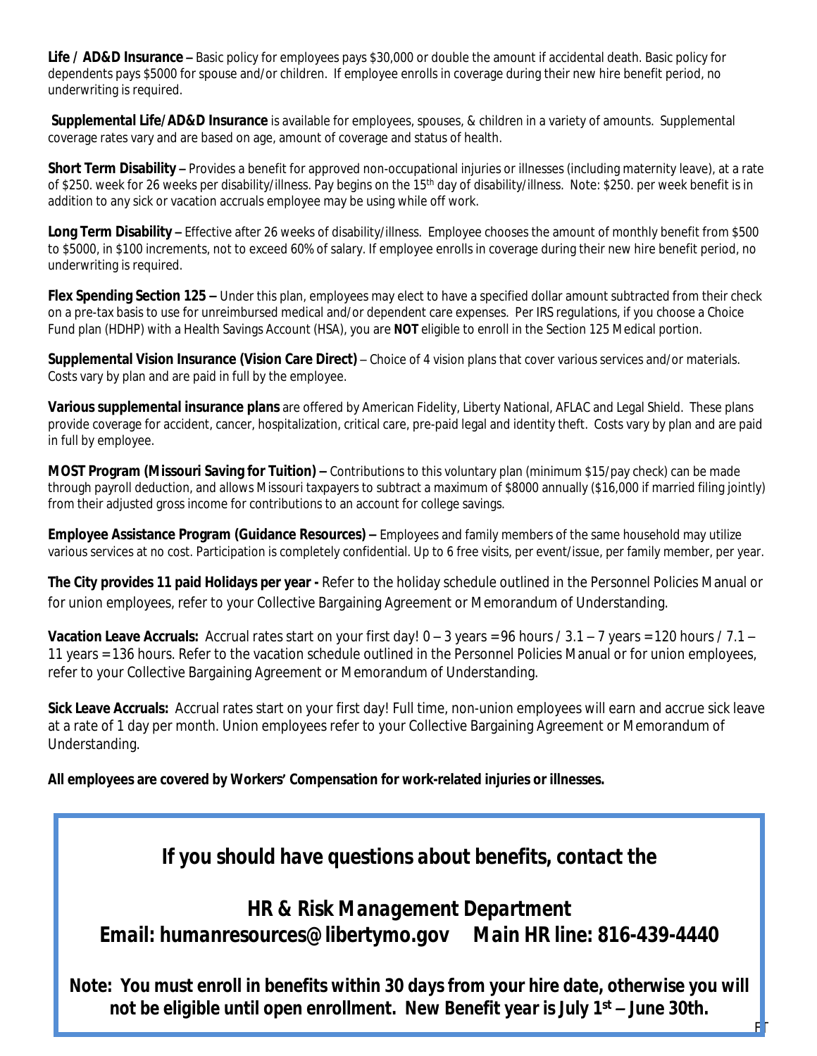**Life / AD&D Insurance –** Basic policy for employees pays $30,000 or double the amount if accidental death. Basic policy for dependents pays $5000 for spouse and/or children. If employee enrolls in coverage during their new hire benefit period, no underwriting is required.

**Supplemental Life/AD&D Insurance** is available for employees, spouses, & children in a variety of amounts. Supplemental coverage rates vary and are based on age, amount of coverage and status of health.

**Short Term Disability –** Provides a benefit for approved non-occupational injuries or illnesses (including maternity leave), at a rate of $250. week for 26 weeks per disability/illness. Pay begins on the 15th day of disability/illness. Note: $250. per week benefit is in addition to any sick or vacation accruals employee may be using while off work.

**Long Term Disability –** Effective after 26 weeks of disability/illness. Employee chooses the amount of monthly benefit from $500 to $5000, in $100 increments, not to exceed 60% of salary. If employee enrolls in coverage during their new hire benefit period, no underwriting is required.

**Flex Spending Section 125 –** Under this plan, employees may elect to have a specified dollar amount subtracted from their check on a pre-tax basis to use for unreimbursed medical and/or dependent care expenses. Per IRS regulations, if you choose a Choice Fund plan (HDHP) with a Health Savings Account (HSA), you are **NOT** eligible to enroll in the Section 125 Medical portion.

**Supplemental Vision Insurance (Vision Care Direct)** – Choice of 4 vision plans that cover various services and/or materials. Costs vary by plan and are paid in full by the employee.

**Various supplemental insurance plans** are offered by American Fidelity, Liberty National, AFLAC and Legal Shield. These plans provide coverage for accident, cancer, hospitalization, critical care, pre-paid legal and identity theft. Costs vary by plan and are paid in full by employee.

**MOST Program (Missouri Saving for Tuition) –** Contributions to this voluntary plan (minimum $15/pay check) can be made through payroll deduction, and allows Missouri taxpayers to subtract a maximum of $8000 annually ($16,000 if married filing jointly) from their adjusted gross income for contributions to an account for college savings.

**Employee Assistance Program (Guidance Resources) –** Employees and family members of the same household may utilize various services at no cost. Participation is completely confidential. Up to 6 free visits, per event/issue, per family member, per year.

**The City provides 11 paid Holidays per year -** Refer to the holiday schedule outlined in the Personnel Policies Manual or for union employees, refer to your Collective Bargaining Agreement or Memorandum of Understanding.

**Vacation Leave Accruals:** Accrual rates start on your first day! 0 – 3 years = 96 hours / 3.1 – 7 years = 120 hours / 7.1 – 11 years = 136 hours. Refer to the vacation schedule outlined in the Personnel Policies Manual or for union employees, refer to your Collective Bargaining Agreement or Memorandum of Understanding.

**Sick Leave Accruals:** Accrual rates start on your first day! Full time, non-union employees will earn and accrue sick leave at a rate of 1 day per month. Union employees refer to your Collective Bargaining Agreement or Memorandum of Understanding.

**All employees are covered by Workers' Compensation for work-related injuries or illnesses.**

***If you should have questions about benefits, contact the***

***HR & Risk Management Department***
***Email: humanresources@libertymo.gov Main HR line: 816-439-4440***

***Note: You must enroll in benefits within 30 days from your hire date, otherwise you will not be eligible until open enrollment. New Benefit year is July 1st – June 30th.***